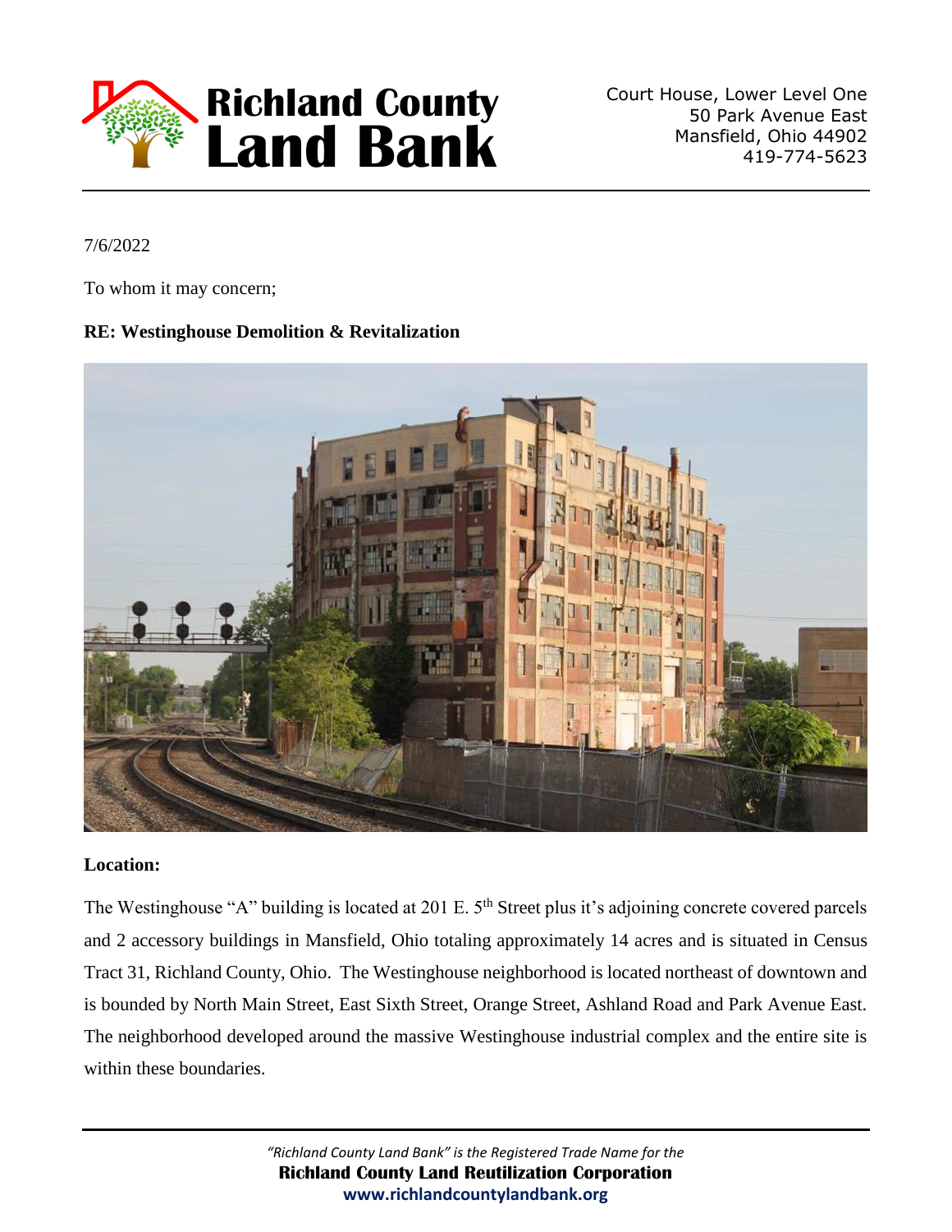# Richland County Land Bank

Court House, Lower Level One
50 Park Avenue East
Mansfield, Ohio 44902
419-774-5623

7/6/2022

To whom it may concern;

**RE: Westinghouse Demolition & Revitalization**

**Location:**

The Westinghouse "A" building is located at 201 E. 5th Street plus it's adjoining concrete covered parcels and 2 accessory buildings in Mansfield, Ohio totaling approximately 14 acres and is situated in Census Tract 31, Richland County, Ohio. The Westinghouse neighborhood is located northeast of downtown and is bounded by North Main Street, East Sixth Street, Orange Street, Ashland Road and Park Avenue East. The neighborhood developed around the massive Westinghouse industrial complex and the entire site is within these boundaries.

*"Richland County Land Bank" is the Registered Trade Name for the*
**Richland County Land Reutilization Corporation**
**www.richlandcountylandbank.org**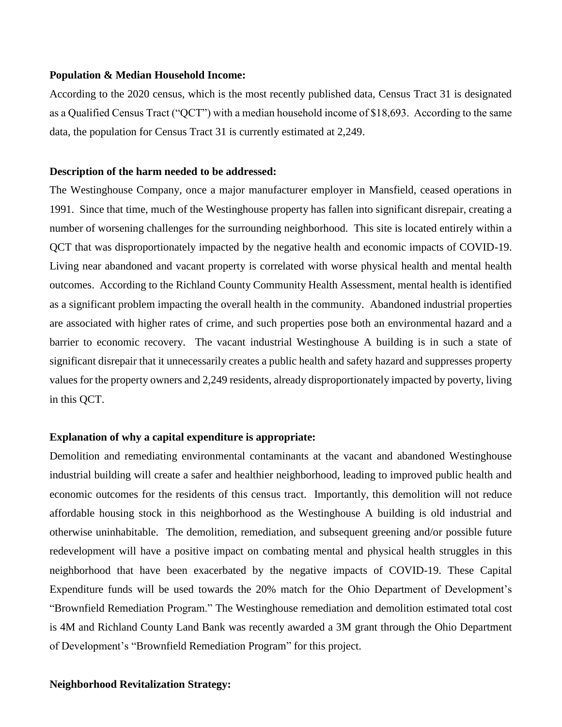**Population & Median Household Income:**

According to the 2020 census, which is the most recently published data, Census Tract 31 is designated as a Qualified Census Tract ("QCT") with a median household income of $18,693. According to the same data, the population for Census Tract 31 is currently estimated at 2,249.

**Description of the harm needed to be addressed:**

The Westinghouse Company, once a major manufacturer employer in Mansfield, ceased operations in 1991. Since that time, much of the Westinghouse property has fallen into significant disrepair, creating a number of worsening challenges for the surrounding neighborhood. This site is located entirely within a QCT that was disproportionately impacted by the negative health and economic impacts of COVID-19. Living near abandoned and vacant property is correlated with worse physical health and mental health outcomes. According to the Richland County Community Health Assessment, mental health is identified as a significant problem impacting the overall health in the community. Abandoned industrial properties are associated with higher rates of crime, and such properties pose both an environmental hazard and a barrier to economic recovery. The vacant industrial Westinghouse A building is in such a state of significant disrepair that it unnecessarily creates a public health and safety hazard and suppresses property values for the property owners and 2,249 residents, already disproportionately impacted by poverty, living in this QCT.

**Explanation of why a capital expenditure is appropriate:**

Demolition and remediating environmental contaminants at the vacant and abandoned Westinghouse industrial building will create a safer and healthier neighborhood, leading to improved public health and economic outcomes for the residents of this census tract. Importantly, this demolition will not reduce affordable housing stock in this neighborhood as the Westinghouse A building is old industrial and otherwise uninhabitable. The demolition, remediation, and subsequent greening and/or possible future redevelopment will have a positive impact on combating mental and physical health struggles in this neighborhood that have been exacerbated by the negative impacts of COVID-19. These Capital Expenditure funds will be used towards the 20% match for the Ohio Department of Development's "Brownfield Remediation Program." The Westinghouse remediation and demolition estimated total cost is 4M and Richland County Land Bank was recently awarded a 3M grant through the Ohio Department of Development's "Brownfield Remediation Program" for this project.

**Neighborhood Revitalization Strategy:**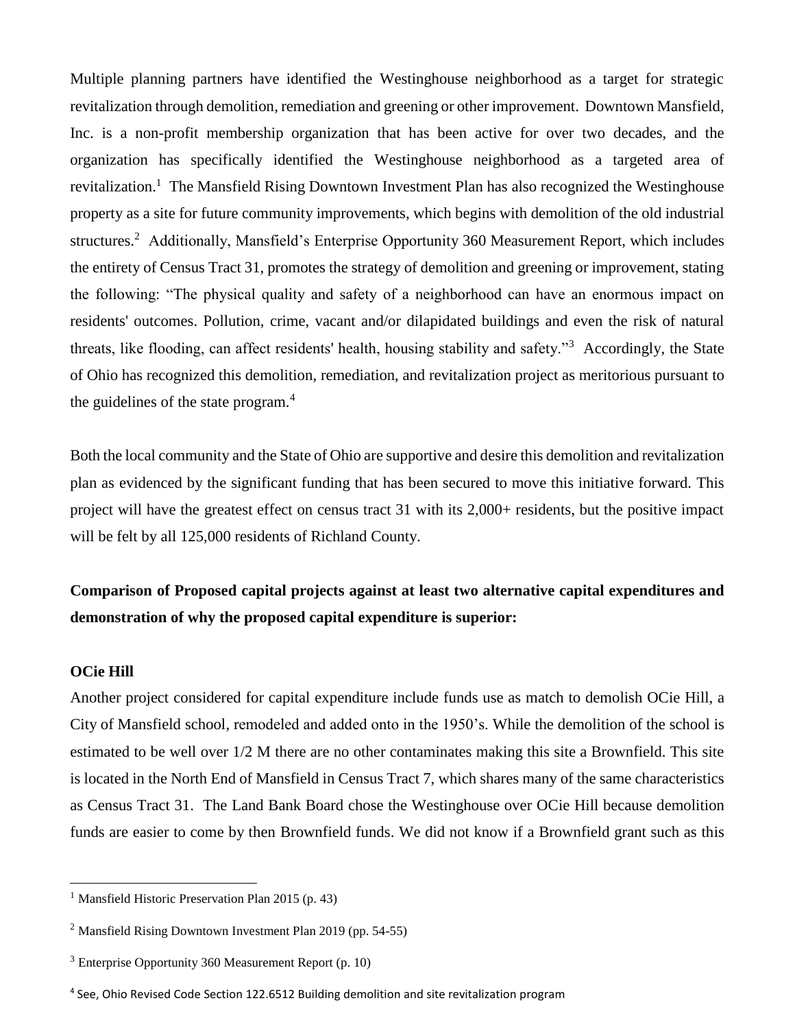Multiple planning partners have identified the Westinghouse neighborhood as a target for strategic revitalization through demolition, remediation and greening or other improvement. Downtown Mansfield, Inc. is a non-profit membership organization that has been active for over two decades, and the organization has specifically identified the Westinghouse neighborhood as a targeted area of revitalization.[1] The Mansfield Rising Downtown Investment Plan has also recognized the Westinghouse property as a site for future community improvements, which begins with demolition of the old industrial structures.[2] Additionally, Mansfield's Enterprise Opportunity 360 Measurement Report, which includes the entirety of Census Tract 31, promotes the strategy of demolition and greening or improvement, stating the following: "The physical quality and safety of a neighborhood can have an enormous impact on residents' outcomes. Pollution, crime, vacant and/or dilapidated buildings and even the risk of natural threats, like flooding, can affect residents' health, housing stability and safety."[3] Accordingly, the State of Ohio has recognized this demolition, remediation, and revitalization project as meritorious pursuant to the guidelines of the state program.[4]

Both the local community and the State of Ohio are supportive and desire this demolition and revitalization plan as evidenced by the significant funding that has been secured to move this initiative forward. This project will have the greatest effect on census tract 31 with its 2,000+ residents, but the positive impact will be felt by all 125,000 residents of Richland County.

**Comparison of Proposed capital projects against at least two alternative capital expenditures and demonstration of why the proposed capital expenditure is superior:**

**OCie Hill**

Another project considered for capital expenditure include funds use as match to demolish OCie Hill, a City of Mansfield school, remodeled and added onto in the 1950's. While the demolition of the school is estimated to be well over 1/2 M there are no other contaminates making this site a Brownfield. This site is located in the North End of Mansfield in Census Tract 7, which shares many of the same characteristics as Census Tract 31. The Land Bank Board chose the Westinghouse over OCie Hill because demolition funds are easier to come by then Brownfield funds. We did not know if a Brownfield grant such as this

---

[1] Mansfield Historic Preservation Plan 2015 (p. 43)

[2] Mansfield Rising Downtown Investment Plan 2019 (pp. 54-55)

[3] Enterprise Opportunity 360 Measurement Report (p. 10)

[4] See, Ohio Revised Code Section 122.6512 Building demolition and site revitalization program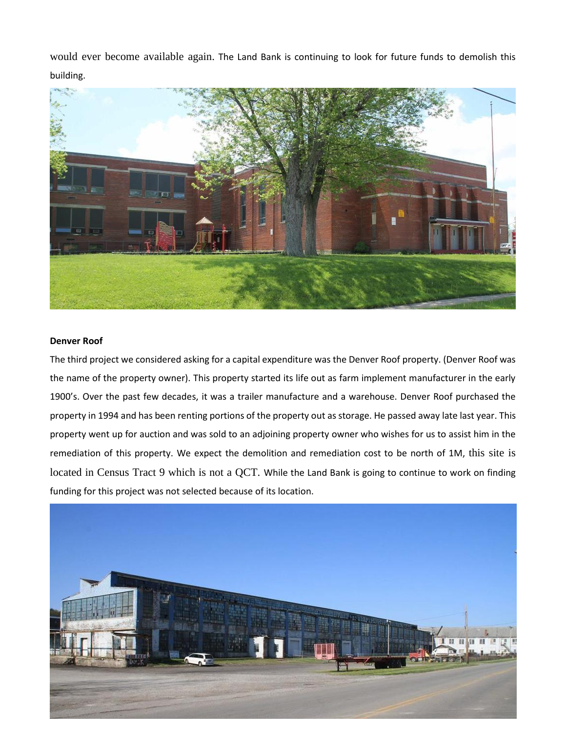would ever become available again. The Land Bank is continuing to look for future funds to demolish this building.

**Denver Roof**

The third project we considered asking for a capital expenditure was the Denver Roof property. (Denver Roof was the name of the property owner). This property started its life out as farm implement manufacturer in the early 1900's. Over the past few decades, it was a trailer manufacture and a warehouse. Denver Roof purchased the property in 1994 and has been renting portions of the property out as storage. He passed away late last year. This property went up for auction and was sold to an adjoining property owner who wishes for us to assist him in the remediation of this property. We expect the demolition and remediation cost to be north of 1M, this site is located in Census Tract 9 which is not a QCT. While the Land Bank is going to continue to work on finding funding for this project was not selected because of its location.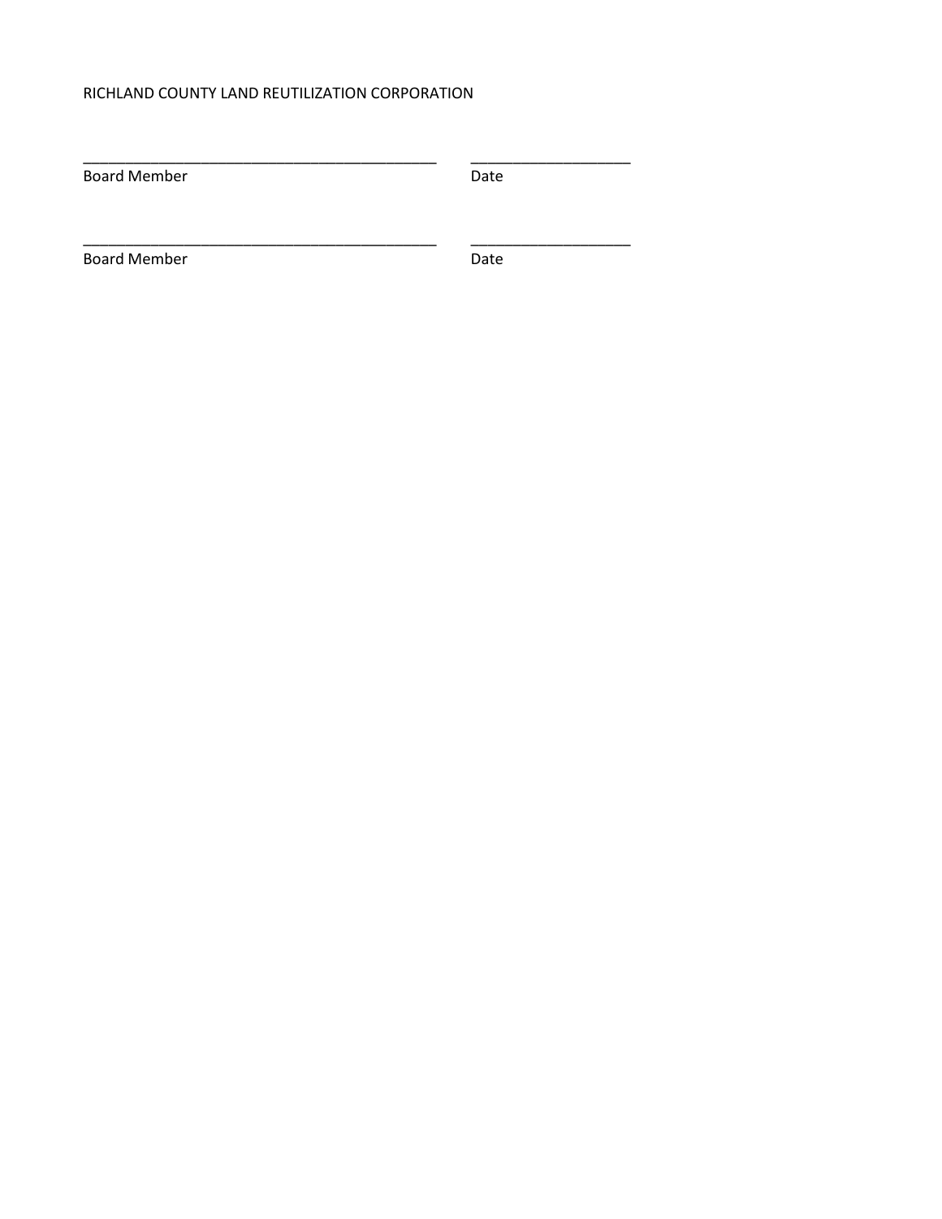RICHLAND COUNTY LAND REUTILIZATION CORPORATION

_____________________________________________ ____________________

Board Member Date

_____________________________________________ ____________________

Board Member Date